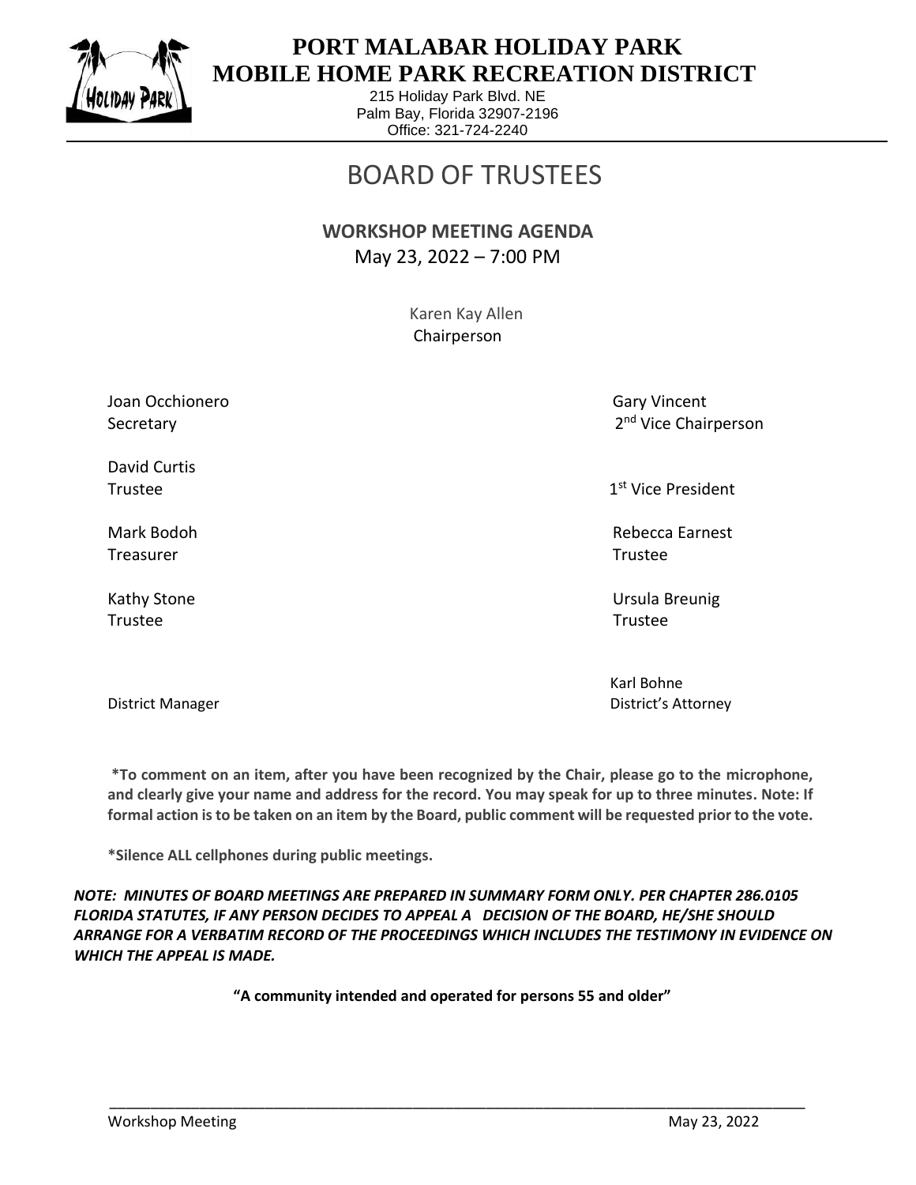# PORT MALABAR HOLIDAY PARK
# MOBILE HOME PARK RECREATION DISTRICT

215 Holiday Park Blvd. NE
Palm Bay, Florida 32907-2196
Office: 321-724-2240

## BOARD OF TRUSTEES

### WORKSHOP MEETING AGENDA

May 23, 2022 – 7:00 PM

Karen Kay Allen
Chairperson

Joan Occhionero
Secretary

Gary Vincent
2nd Vice Chairperson

David Curtis
Trustee

1st Vice President

Mark Bodoh
Treasurer

Rebecca Earnest
Trustee

Kathy Stone
Trustee

Ursula Breunig
Trustee

District Manager

Karl Bohne
District's Attorney

**\*To comment on an item, after you have been recognized by the Chair, please go to the microphone, and clearly give your name and address for the record. You may speak for up to three minutes. Note: If formal action is to be taken on an item by the Board, public comment will be requested prior to the vote.**

**\*Silence ALL cellphones during public meetings.**

***NOTE: MINUTES OF BOARD MEETINGS ARE PREPARED IN SUMMARY FORM ONLY. PER CHAPTER 286.0105 FLORIDA STATUTES, IF ANY PERSON DECIDES TO APPEAL A DECISION OF THE BOARD, HE/SHE SHOULD ARRANGE FOR A VERBATIM RECORD OF THE PROCEEDINGS WHICH INCLUDES THE TESTIMONY IN EVIDENCE ON WHICH THE APPEAL IS MADE.***

**"A community intended and operated for persons 55 and older"**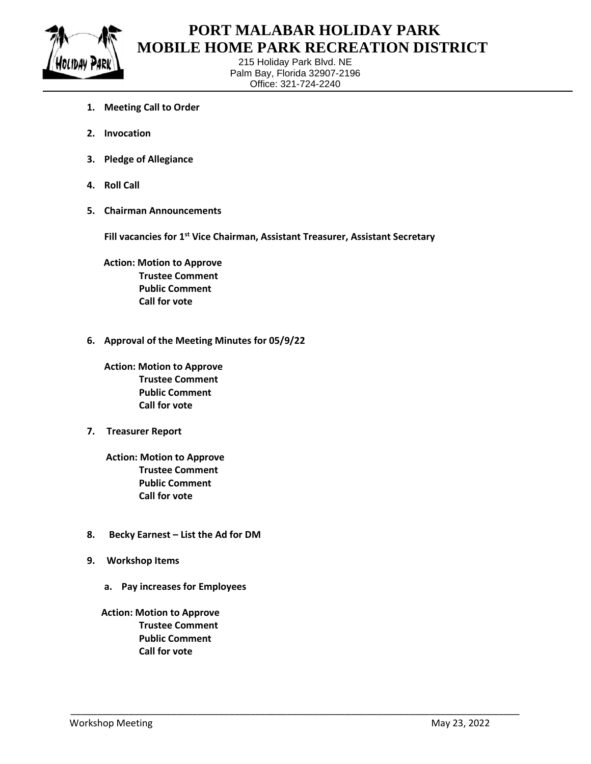# PORT MALABAR HOLIDAY PARK
# MOBILE HOME PARK RECREATION DISTRICT

215 Holiday Park Blvd. NE
Palm Bay, Florida 32907-2196
Office: 321-724-2240

1. **Meeting Call to Order**

2. **Invocation**

3. **Pledge of Allegiance**

4. **Roll Call**

5. **Chairman Announcements**

   **Fill vacancies for 1st Vice Chairman, Assistant Treasurer, Assistant Secretary**

   **Action: Motion to Approve**
   **Trustee Comment**
   **Public Comment**
   **Call for vote**

6. **Approval of the Meeting Minutes for 05/9/22**

   **Action: Motion to Approve**
   **Trustee Comment**
   **Public Comment**
   **Call for vote**

7. **Treasurer Report**

   **Action: Motion to Approve**
   **Trustee Comment**
   **Public Comment**
   **Call for vote**

8. **Becky Earnest – List the Ad for DM**

9. **Workshop Items**

   a. **Pay increases for Employees**

   **Action: Motion to Approve**
   **Trustee Comment**
   **Public Comment**
   **Call for vote**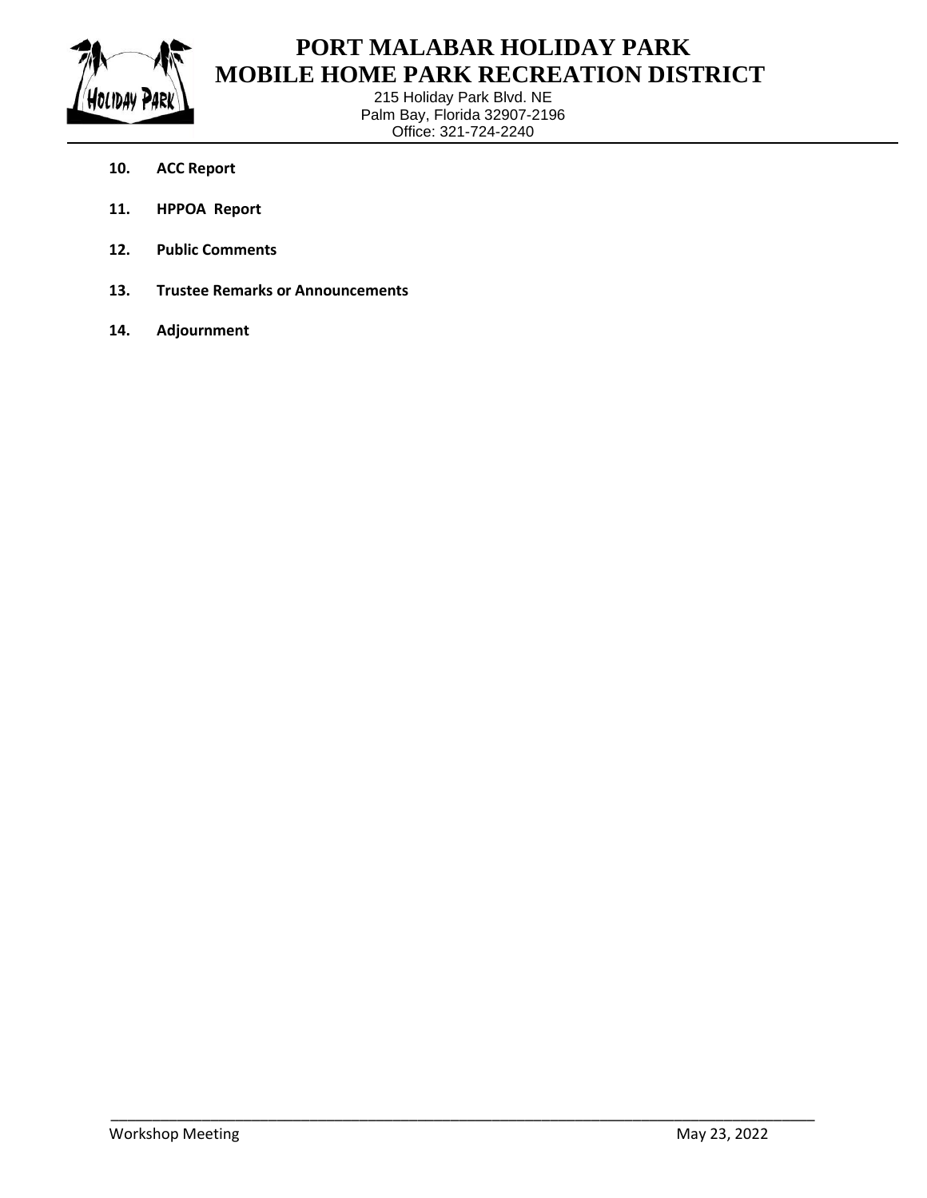10. **ACC Report**

11. **HPPOA Report**

12. **Public Comments**

13. **Trustee Remarks or Announcements**

14. **Adjournment**